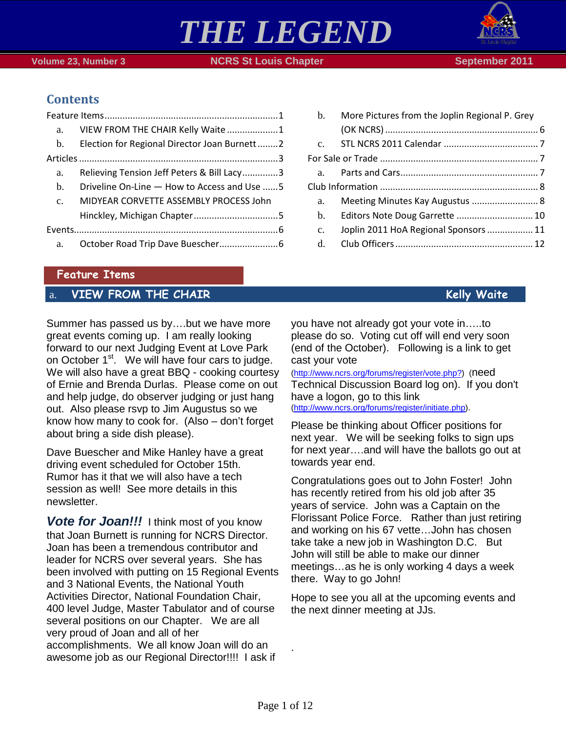# THE LEGEND

Volume 23, Number 3 | NCRS St Louis Chapter | September 2011

## Contents

Feature Items ...1
- a. VIEW FROM THE CHAIR Kelly Waite ...1
- b. Election for Regional Director Joan Burnett ...2

Articles ...3
- a. Relieving Tension Jeff Peters & Bill Lacy ...3
- b. Driveline On-Line — How to Access and Use ...5
- c. MIDYEAR CORVETTE ASSEMBLY PROCESS John Hinckley, Michigan Chapter ...5

Events ...6
- a. October Road Trip Dave Buescher ...6
- b. More Pictures from the Joplin Regional P. Grey (OK NCRS) ...6
- c. STL NCRS 2011 Calendar ...7

For Sale or Trade ...7
- a. Parts and Cars ...7

Club Information ...8
- a. Meeting Minutes Kay Augustus ...8
- b. Editors Note Doug Garrette ...10
- c. Joplin 2011 HoA Regional Sponsors ...11
- d. Club Officers ...12

## Feature Items

### a. VIEW FROM THE CHAIR — Kelly Waite

Summer has passed us by….but we have more great events coming up. I am really looking forward to our next Judging Event at Love Park on October 1st. We will have four cars to judge. We will also have a great BBQ - cooking courtesy of Ernie and Brenda Durlas. Please come on out and help judge, do observer judging or just hang out. Also please rsvp to Jim Augustus so we know how many to cook for. (Also – don't forget about bring a side dish please).

Dave Buescher and Mike Hanley have a great driving event scheduled for October 15th. Rumor has it that we will also have a tech session as well! See more details in this newsletter.

***Vote for Joan!!!*** I think most of you know that Joan Burnett is running for NCRS Director. Joan has been a tremendous contributor and leader for NCRS over several years. She has been involved with putting on 15 Regional Events and 3 National Events, the National Youth Activities Director, National Foundation Chair, 400 level Judge, Master Tabulator and of course several positions on our Chapter. We are all very proud of Joan and all of her accomplishments. We all know Joan will do an awesome job as our Regional Director!!!! I ask if you have not already got your vote in…..to please do so. Voting cut off will end very soon (end of the October). Following is a link to get cast your vote (http://www.ncrs.org/forums/register/vote.php?) (need Technical Discussion Board log on). If you don't have a logon, go to this link (http://www.ncrs.org/forums/register/initiate.php).

Please be thinking about Officer positions for next year. We will be seeking folks to sign ups for next year….and will have the ballots go out at towards year end.

Congratulations goes out to John Foster! John has recently retired from his old job after 35 years of service. John was a Captain on the Florissant Police Force. Rather than just retiring and working on his 67 vette…John has chosen take take a new job in Washington D.C. But John will still be able to make our dinner meetings…as he is only working 4 days a week there. Way to go John!

Hope to see you all at the upcoming events and the next dinner meeting at JJs.

.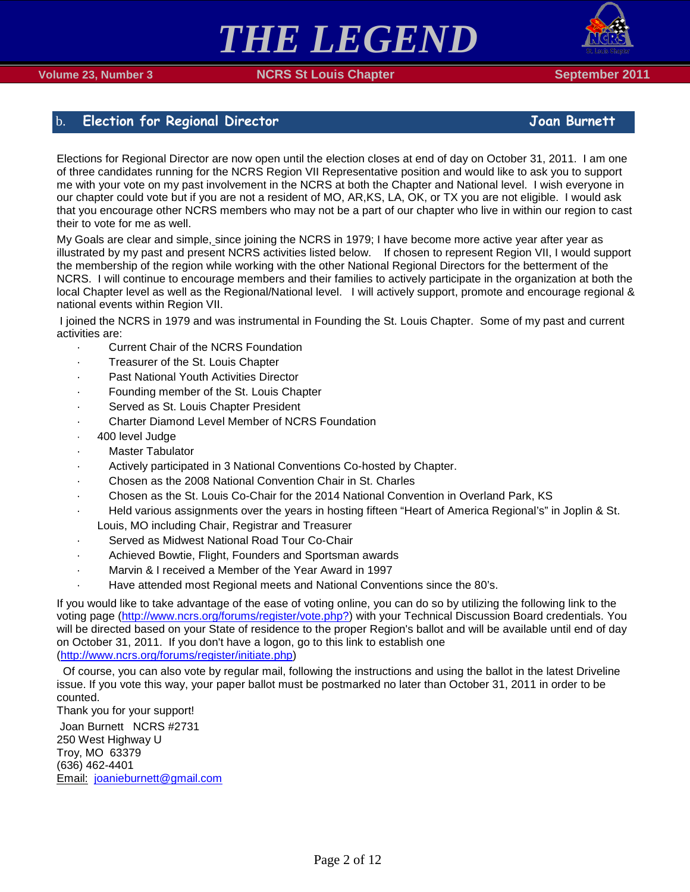## b. Election for Regional Director — Joan Burnett

Elections for Regional Director are now open until the election closes at end of day on October 31, 2011. I am one of three candidates running for the NCRS Region VII Representative position and would like to ask you to support me with your vote on my past involvement in the NCRS at both the Chapter and National level. I wish everyone in our chapter could vote but if you are not a resident of MO, AR,KS, LA, OK, or TX you are not eligible. I would ask that you encourage other NCRS members who may not be a part of our chapter who live in within our region to cast their to vote for me as well.

My Goals are clear and simple, since joining the NCRS in 1979; I have become more active year after year as illustrated by my past and present NCRS activities listed below. If chosen to represent Region VII, I would support the membership of the region while working with the other National Regional Directors for the betterment of the NCRS. I will continue to encourage members and their families to actively participate in the organization at both the local Chapter level as well as the Regional/National level. I will actively support, promote and encourage regional & national events within Region VII.

I joined the NCRS in 1979 and was instrumental in Founding the St. Louis Chapter. Some of my past and current activities are:

- Current Chair of the NCRS Foundation
- Treasurer of the St. Louis Chapter
- Past National Youth Activities Director
- Founding member of the St. Louis Chapter
- Served as St. Louis Chapter President
- Charter Diamond Level Member of NCRS Foundation
- 400 level Judge
- Master Tabulator
- Actively participated in 3 National Conventions Co-hosted by Chapter.
- Chosen as the 2008 National Convention Chair in St. Charles
- Chosen as the St. Louis Co-Chair for the 2014 National Convention in Overland Park, KS
- Held various assignments over the years in hosting fifteen “Heart of America Regional’s” in Joplin & St. Louis, MO including Chair, Registrar and Treasurer
- Served as Midwest National Road Tour Co-Chair
- Achieved Bowtie, Flight, Founders and Sportsman awards
- Marvin & I received a Member of the Year Award in 1997
- Have attended most Regional meets and National Conventions since the 80’s.

If you would like to take advantage of the ease of voting online, you can do so by utilizing the following link to the voting page (http://www.ncrs.org/forums/register/vote.php?) with your Technical Discussion Board credentials. You will be directed based on your State of residence to the proper Region's ballot and will be available until end of day on October 31, 2011. If you don't have a logon, go to this link to establish one (http://www.ncrs.org/forums/register/initiate.php)

Of course, you can also vote by regular mail, following the instructions and using the ballot in the latest Driveline issue. If you vote this way, your paper ballot must be postmarked no later than October 31, 2011 in order to be counted.

Thank you for your support!

Joan Burnett NCRS #2731
250 West Highway U
Troy, MO 63379
(636) 462-4401
Email: joaniebumett@gmail.com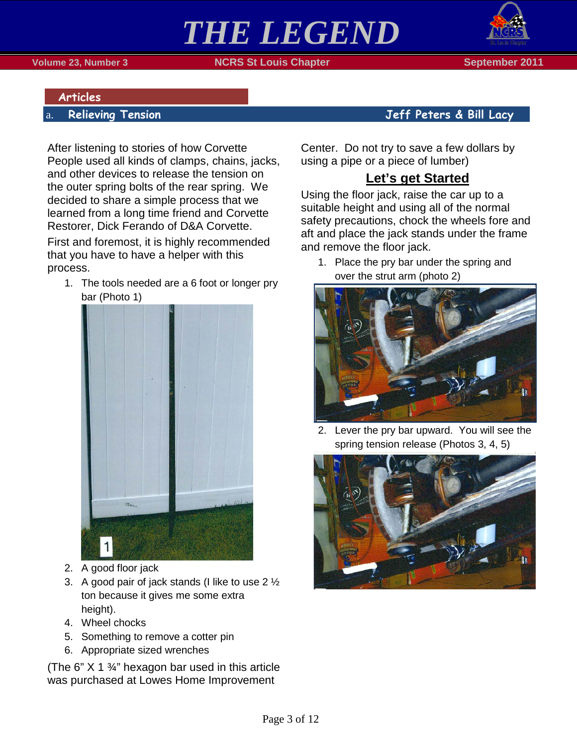## Articles

### a. Relieving Tension

**Jeff Peters & Bill Lacy**

After listening to stories of how Corvette People used all kinds of clamps, chains, jacks, and other devices to release the tension on the outer spring bolts of the rear spring. We decided to share a simple process that we learned from a long time friend and Corvette Restorer, Dick Ferando of D&A Corvette.

First and foremost, it is highly recommended that you have to have a helper with this process.

1. The tools needed are a 6 foot or longer pry bar (Photo 1)
2. A good floor jack
3. A good pair of jack stands (I like to use 2 ½ ton because it gives me some extra height).
4. Wheel chocks
5. Something to remove a cotter pin
6. Appropriate sized wrenches

(The 6" X 1 ¾" hexagon bar used in this article was purchased at Lowes Home Improvement Center. Do not try to save a few dollars by using a pipe or a piece of lumber)

## Let's get Started

Using the floor jack, raise the car up to a suitable height and using all of the normal safety precautions, chock the wheels fore and aft and place the jack stands under the frame and remove the floor jack.

1. Place the pry bar under the spring and over the strut arm (photo 2)
2. Lever the pry bar upward. You will see the spring tension release (Photos 3, 4, 5)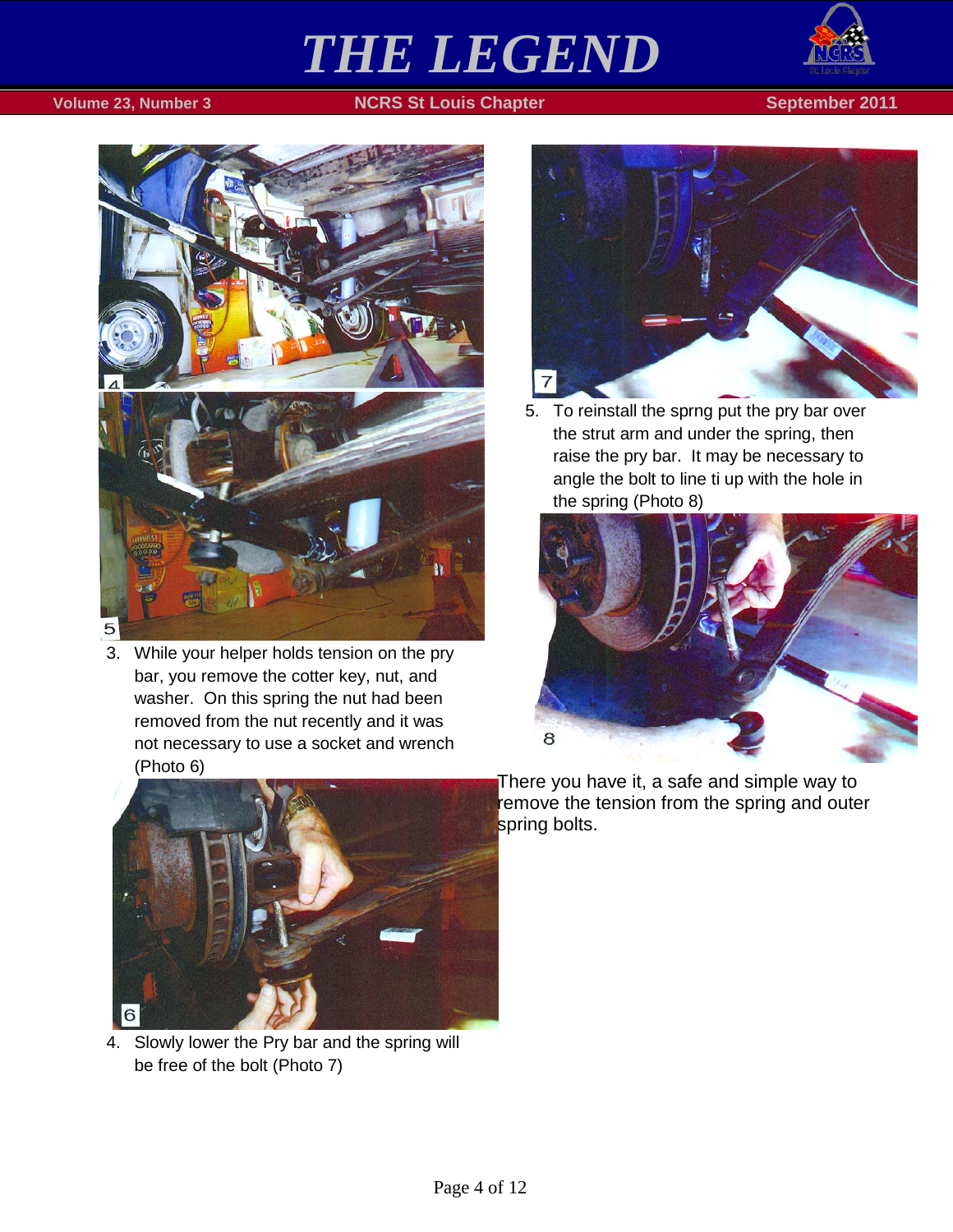3. While your helper holds tension on the pry bar, you remove the cotter key, nut, and washer. On this spring the nut had been removed from the nut recently and it was not necessary to use a socket and wrench (Photo 6)

4. Slowly lower the Pry bar and the spring will be free of the bolt (Photo 7)

5. To reinstall the sprng put the pry bar over the strut arm and under the spring, then raise the pry bar. It may be necessary to angle the bolt to line ti up with the hole in the spring (Photo 8)

There you have it, a safe and simple way to remove the tension from the spring and outer spring bolts.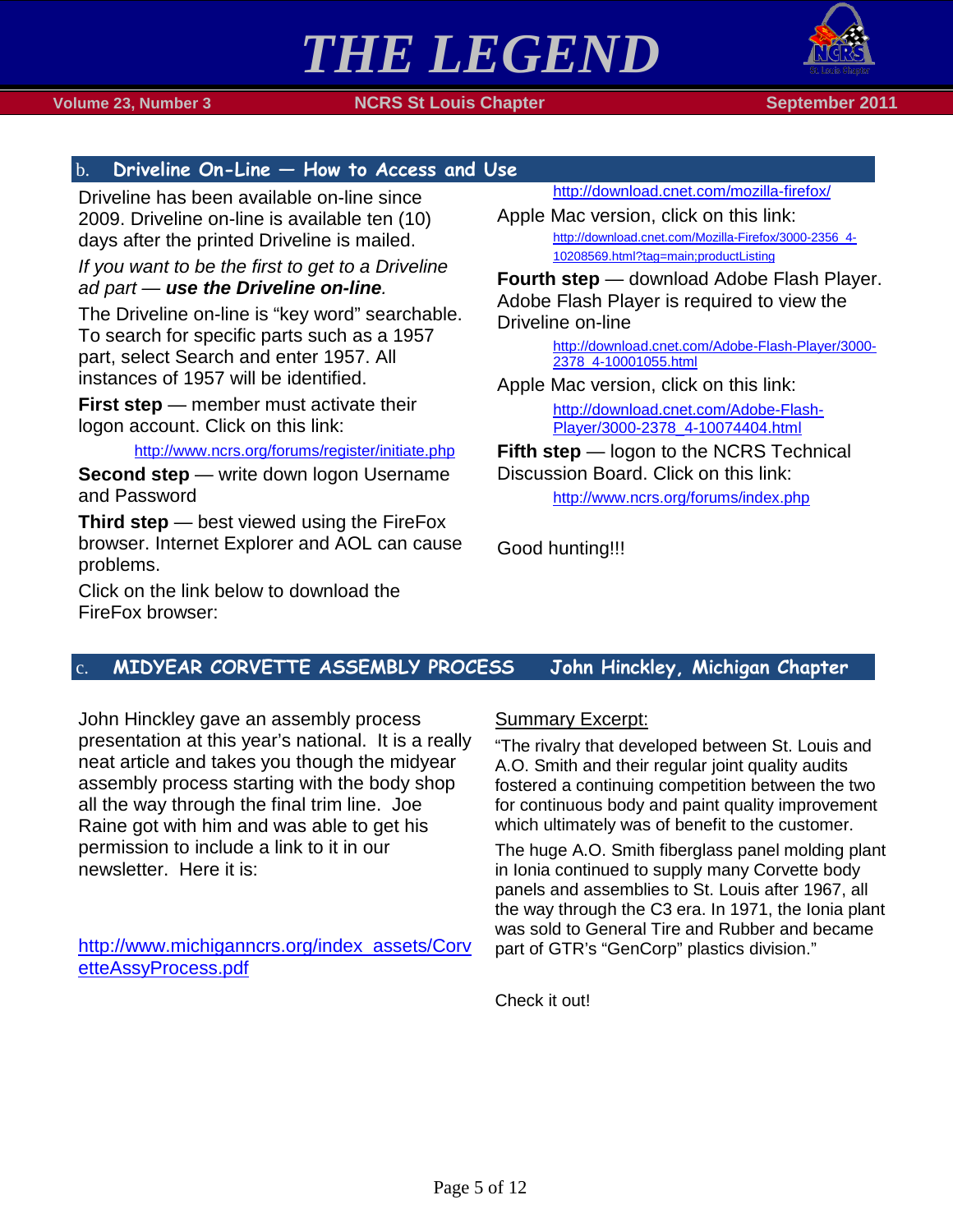## b. Driveline On-Line — How to Access and Use

Driveline has been available on-line since 2009. Driveline on-line is available ten (10) days after the printed Driveline is mailed.

*If you want to be the first to get to a Driveline ad part — **use the Driveline on-line**.*

The Driveline on-line is "key word" searchable. To search for specific parts such as a 1957 part, select Search and enter 1957. All instances of 1957 will be identified.

**First step** — member must activate their logon account. Click on this link:

http://www.ncrs.org/forums/register/initiate.php

**Second step** — write down logon Username and Password

**Third step** — best viewed using the FireFox browser. Internet Explorer and AOL can cause problems.

Click on the link below to download the FireFox browser:

http://download.cnet.com/mozilla-firefox/

Apple Mac version, click on this link:

http://download.cnet.com/Mozilla-Firefox/3000-2356_4-10208569.html?tag=main;productListing

**Fourth step** — download Adobe Flash Player. Adobe Flash Player is required to view the Driveline on-line

http://download.cnet.com/Adobe-Flash-Player/3000-2378_4-10001055.html

Apple Mac version, click on this link:

http://download.cnet.com/Adobe-Flash-Player/3000-2378_4-10074404.html

**Fifth step** — logon to the NCRS Technical Discussion Board. Click on this link:

http://www.ncrs.org/forums/index.php

Good hunting!!!

## c. MIDYEAR CORVETTE ASSEMBLY PROCESS — John Hinckley, Michigan Chapter

John Hinckley gave an assembly process presentation at this year's national. It is a really neat article and takes you though the midyear assembly process starting with the body shop all the way through the final trim line. Joe Raine got with him and was able to get his permission to include a link to it in our newsletter. Here it is:

http://www.michiganncrs.org/index_assets/CorvetteAssyProcess.pdf

Summary Excerpt:

"The rivalry that developed between St. Louis and A.O. Smith and their regular joint quality audits fostered a continuing competition between the two for continuous body and paint quality improvement which ultimately was of benefit to the customer.

The huge A.O. Smith fiberglass panel molding plant in Ionia continued to supply many Corvette body panels and assemblies to St. Louis after 1967, all the way through the C3 era. In 1971, the Ionia plant was sold to General Tire and Rubber and became part of GTR's "GenCorp" plastics division."

Check it out!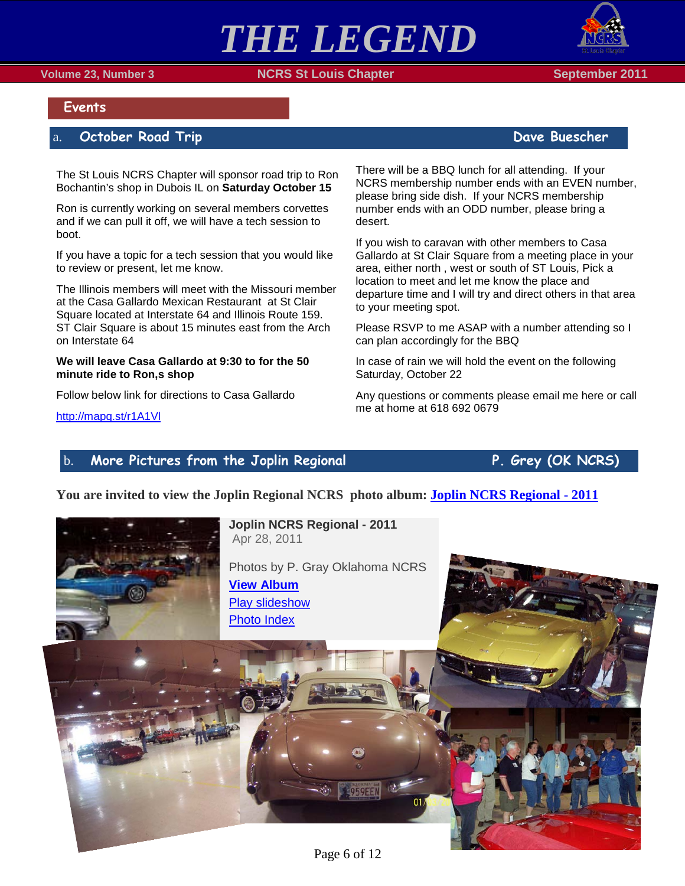## Events

### a. October Road Trip — Dave Buescher

The St Louis NCRS Chapter will sponsor road trip to Ron Bochantin's shop in Dubois IL on **Saturday October 15**

Ron is currently working on several members corvettes and if we can pull it off, we will have a tech session to boot.

If you have a topic for a tech session that you would like to review or present, let me know.

The Illinois members will meet with the Missouri member at the Casa Gallardo Mexican Restaurant at St Clair Square located at Interstate 64 and Illinois Route 159. ST Clair Square is about 15 minutes east from the Arch on Interstate 64

**We will leave Casa Gallardo at 9:30 to for the 50 minute ride to Ron,s shop**

Follow below link for directions to Casa Gallardo

http://mapq.st/r1A1Vl

There will be a BBQ lunch for all attending. If your NCRS membership number ends with an EVEN number, please bring side dish. If your NCRS membership number ends with an ODD number, please bring a desert.

If you wish to caravan with other members to Casa Gallardo at St Clair Square from a meeting place in your area, either north , west or south of ST Louis, Pick a location to meet and let me know the place and departure time and I will try and direct others in that area to your meeting spot.

Please RSVP to me ASAP with a number attending so I can plan accordingly for the BBQ

In case of rain we will hold the event on the following Saturday, October 22

Any questions or comments please email me here or call me at home at 618 692 0679

### b. More Pictures from the Joplin Regional — P. Grey (OK NCRS)

**You are invited to view the Joplin Regional NCRS photo album: Joplin NCRS Regional - 2011**

**Joplin NCRS Regional - 2011**
Apr 28, 2011

Photos by P. Gray Oklahoma NCRS

**View Album**

Play slideshow

Photo Index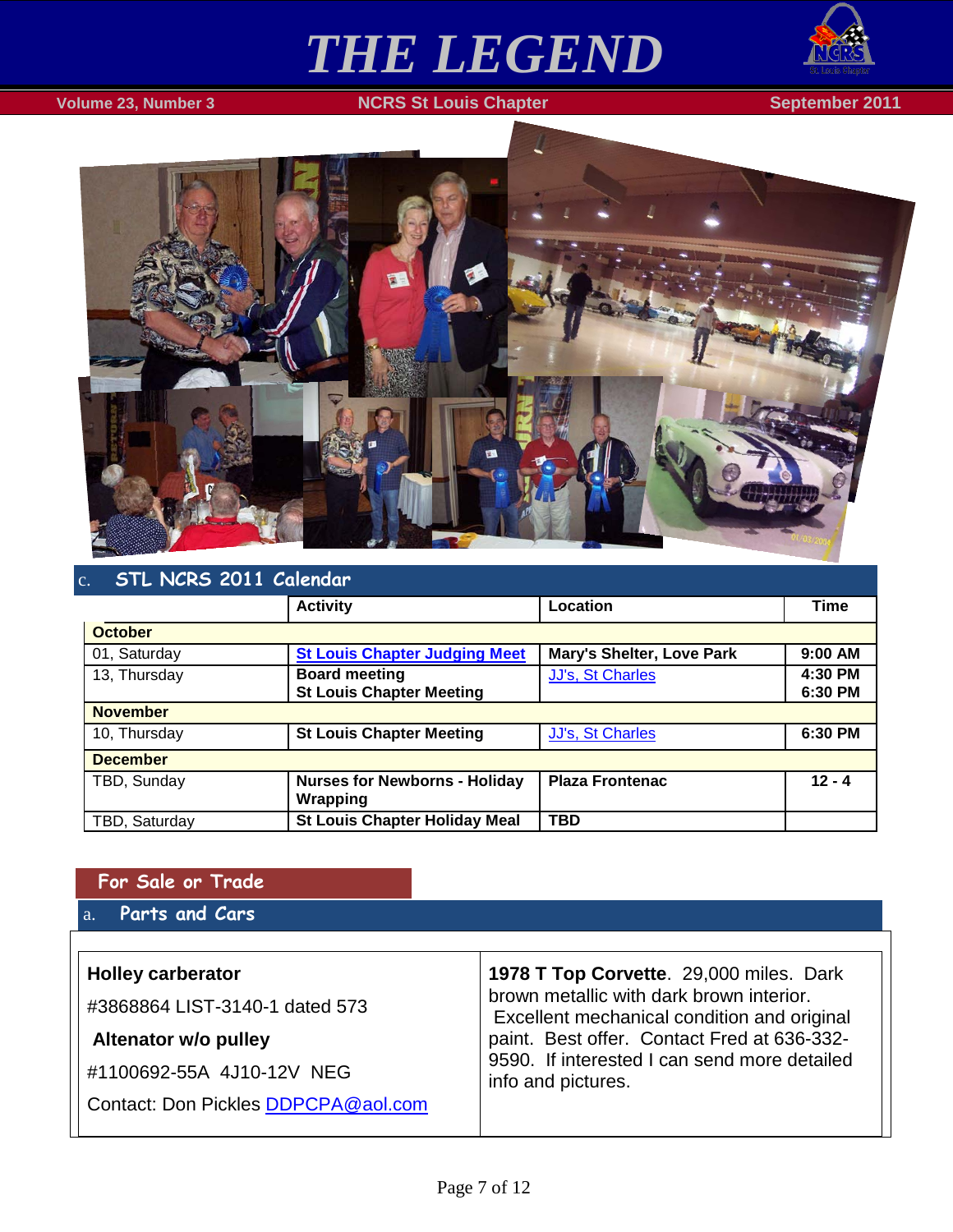## c. STL NCRS 2011 Calendar

| | Activity | Location | Time |
|---|---|---|---|
| **October** | | | |
| 01, Saturday | **St Louis Chapter Judging Meet** | **Mary's Shelter, Love Park** | **9:00 AM** |
| 13, Thursday | **Board meeting**<br>**St Louis Chapter Meeting** | JJ's, St Charles | **4:30 PM**<br>**6:30 PM** |
| **November** | | | |
| 10, Thursday | **St Louis Chapter Meeting** | JJ's, St Charles | **6:30 PM** |
| **December** | | | |
| TBD, Sunday | **Nurses for Newborns - Holiday Wrapping** | **Plaza Frontenac** | **12 - 4** |
| TBD, Saturday | **St Louis Chapter Holiday Meal** | **TBD** | |

## For Sale or Trade

### a. Parts and Cars

**Holley carberator**

#3868864 LIST-3140-1 dated 573

**Altenator w/o pulley**

#1100692-55A 4J10-12V NEG

Contact: Don Pickles DDPCPA@aol.com

**1978 T Top Corvette**. 29,000 miles. Dark brown metallic with dark brown interior. Excellent mechanical condition and original paint. Best offer. Contact Fred at 636-332-9590. If interested I can send more detailed info and pictures.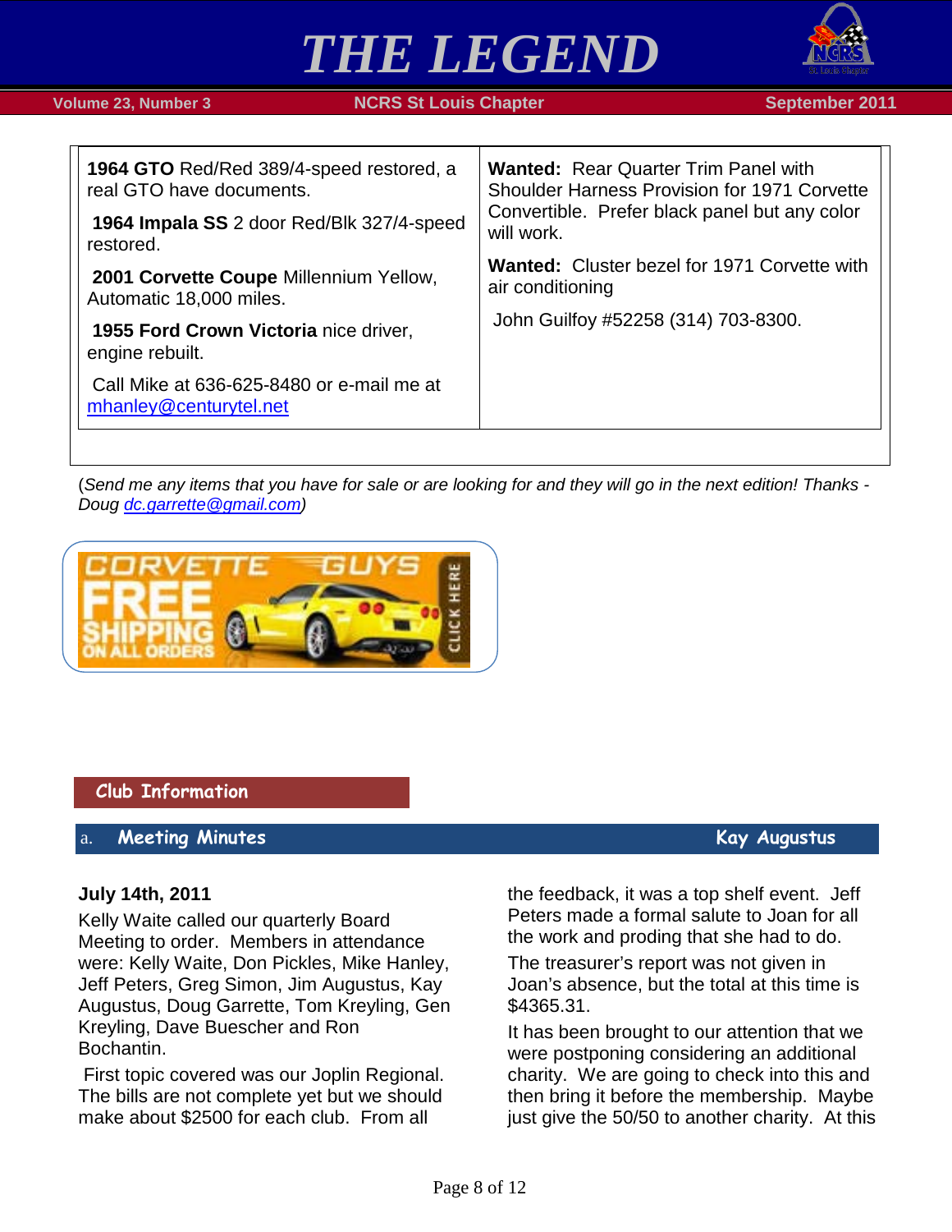| **1964 GTO** Red/Red 389/4-speed restored, a real GTO have documents.<br><br>**1964 Impala SS** 2 door Red/Blk 327/4-speed restored.<br><br>**2001 Corvette Coupe** Millennium Yellow, Automatic 18,000 miles.<br><br>**1955 Ford Crown Victoria** nice driver, engine rebuilt.<br><br>Call Mike at 636-625-8480 or e-mail me at mhanley@centurytel.net | **Wanted:** Rear Quarter Trim Panel with Shoulder Harness Provision for 1971 Corvette Convertible. Prefer black panel but any color will work.<br><br>**Wanted:** Cluster bezel for 1971 Corvette with air conditioning<br><br>John Guilfoy #52258 (314) 703-8300. |
|---|---|

(*Send me any items that you have for sale or are looking for and they will go in the next edition! Thanks - Doug dc.garrette@gmail.com*)

## Club Information

### a. Meeting Minutes — Kay Augustus

**July 14th, 2011**

Kelly Waite called our quarterly Board Meeting to order. Members in attendance were: Kelly Waite, Don Pickles, Mike Hanley, Jeff Peters, Greg Simon, Jim Augustus, Kay Augustus, Doug Garrette, Tom Kreyling, Gen Kreyling, Dave Buescher and Ron Bochantin.

First topic covered was our Joplin Regional. The bills are not complete yet but we should make about $2500 for each club. From all the feedback, it was a top shelf event. Jeff Peters made a formal salute to Joan for all the work and proding that she had to do.

The treasurer's report was not given in Joan's absence, but the total at this time is $4365.31.

It has been brought to our attention that we were postponing considering an additional charity. We are going to check into this and then bring it before the membership. Maybe just give the 50/50 to another charity. At this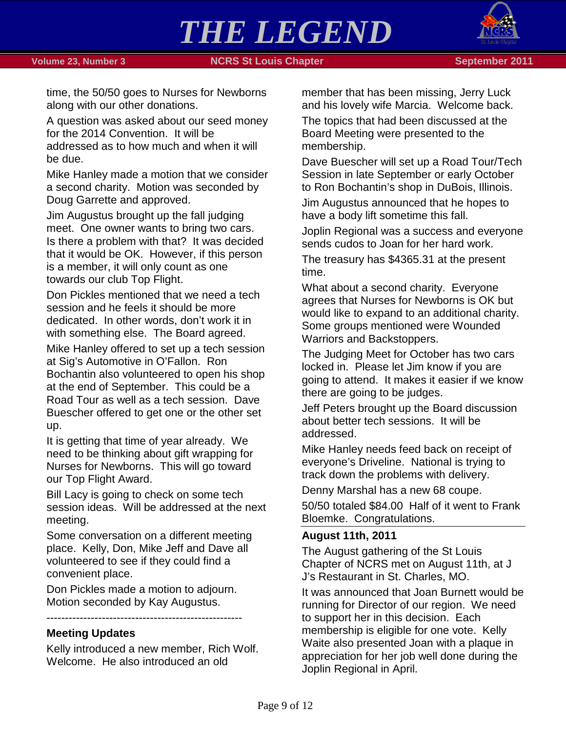time, the 50/50 goes to Nurses for Newborns along with our other donations.

A question was asked about our seed money for the 2014 Convention. It will be addressed as to how much and when it will be due.

Mike Hanley made a motion that we consider a second charity. Motion was seconded by Doug Garrette and approved.

Jim Augustus brought up the fall judging meet. One owner wants to bring two cars. Is there a problem with that? It was decided that it would be OK. However, if this person is a member, it will only count as one towards our club Top Flight.

Don Pickles mentioned that we need a tech session and he feels it should be more dedicated. In other words, don't work it in with something else. The Board agreed.

Mike Hanley offered to set up a tech session at Sig's Automotive in O'Fallon. Ron Bochantin also volunteered to open his shop at the end of September. This could be a Road Tour as well as a tech session. Dave Buescher offered to get one or the other set up.

It is getting that time of year already. We need to be thinking about gift wrapping for Nurses for Newborns. This will go toward our Top Flight Award.

Bill Lacy is going to check on some tech session ideas. Will be addressed at the next meeting.

Some conversation on a different meeting place. Kelly, Don, Mike Jeff and Dave all volunteered to see if they could find a convenient place.

Don Pickles made a motion to adjourn. Motion seconded by Kay Augustus.

-----------------------------------------------------

**Meeting Updates**

Kelly introduced a new member, Rich Wolf. Welcome. He also introduced an old member that has been missing, Jerry Luck and his lovely wife Marcia. Welcome back.

The topics that had been discussed at the Board Meeting were presented to the membership.

Dave Buescher will set up a Road Tour/Tech Session in late September or early October to Ron Bochantin's shop in DuBois, Illinois.

Jim Augustus announced that he hopes to have a body lift sometime this fall.

Joplin Regional was a success and everyone sends cudos to Joan for her hard work.

The treasury has $4365.31 at the present time.

What about a second charity. Everyone agrees that Nurses for Newborns is OK but would like to expand to an additional charity. Some groups mentioned were Wounded Warriors and Backstoppers.

The Judging Meet for October has two cars locked in. Please let Jim know if you are going to attend. It makes it easier if we know there are going to be judges.

Jeff Peters brought up the Board discussion about better tech sessions. It will be addressed.

Mike Hanley needs feed back on receipt of everyone's Driveline. National is trying to track down the problems with delivery.

Denny Marshal has a new 68 coupe.

50/50 totaled $84.00 Half of it went to Frank Bloemke. Congratulations.

---

**August 11th, 2011**

The August gathering of the St Louis Chapter of NCRS met on August 11th, at J J's Restaurant in St. Charles, MO.

It was announced that Joan Burnett would be running for Director of our region. We need to support her in this decision. Each membership is eligible for one vote. Kelly Waite also presented Joan with a plaque in appreciation for her job well done during the Joplin Regional in April.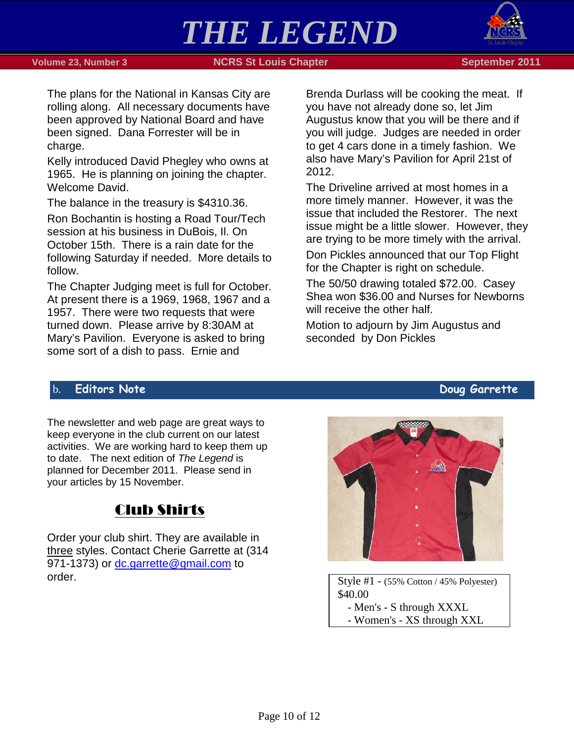The plans for the National in Kansas City are rolling along. All necessary documents have been approved by National Board and have been signed. Dana Forrester will be in charge.

Kelly introduced David Phegley who owns at 1965. He is planning on joining the chapter. Welcome David.

The balance in the treasury is $4310.36.

Ron Bochantin is hosting a Road Tour/Tech session at his business in DuBois, Il. On October 15th. There is a rain date for the following Saturday if needed. More details to follow.

The Chapter Judging meet is full for October. At present there is a 1969, 1968, 1967 and a 1957. There were two requests that were turned down. Please arrive by 8:30AM at Mary's Pavilion. Everyone is asked to bring some sort of a dish to pass. Ernie and Brenda Durlass will be cooking the meat. If you have not already done so, let Jim Augustus know that you will be there and if you will judge. Judges are needed in order to get 4 cars done in a timely fashion. We also have Mary's Pavilion for April 21st of 2012.

The Driveline arrived at most homes in a more timely manner. However, it was the issue that included the Restorer. The next issue might be a little slower. However, they are trying to be more timely with the arrival.

Don Pickles announced that our Top Flight for the Chapter is right on schedule.

The 50/50 drawing totaled $72.00. Casey Shea won $36.00 and Nurses for Newborns will receive the other half.

Motion to adjourn by Jim Augustus and seconded by Don Pickles

## b. Editors Note — Doug Garrette

The newsletter and web page are great ways to keep everyone in the club current on our latest activities. We are working hard to keep them up to date. The next edition of *The Legend* is planned for December 2011. Please send in your articles by 15 November.

## Club Shirts

Order your club shirt. They are available in three styles. Contact Cherie Garrette at (314 971-1373) or dc.garrette@gmail.com to order.

Style #1 - (55% Cotton / 45% Polyester) $40.00
- Men's - S through XXXL
- Women's - XS through XXL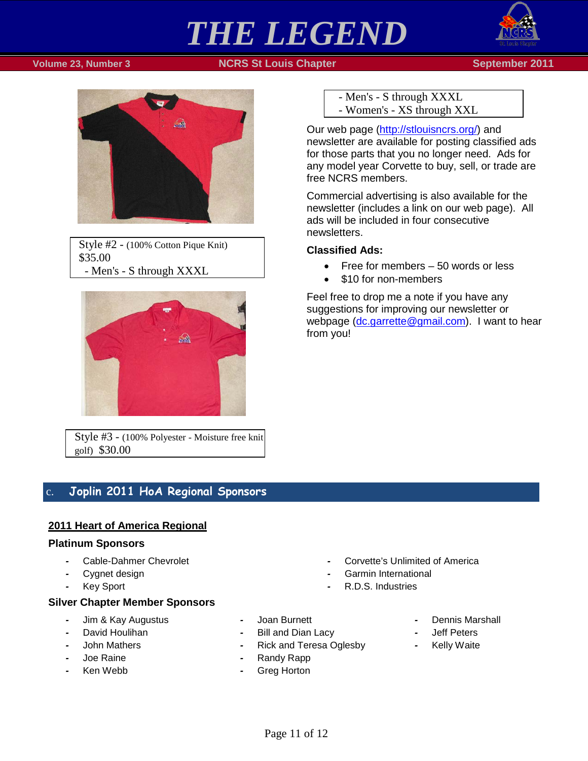Style #2 - (100% Cotton Pique Knit) $35.00
- Men's - S through XXXL

Style #3 - (100% Polyester - Moisture free knit golf) $30.00

- Men's - S through XXXL
- Women's - XS through XXL

Our web page (http://stlouisncrs.org/) and newsletter are available for posting classified ads for those parts that you no longer need. Ads for any model year Corvette to buy, sell, or trade are free NCRS members.

Commercial advertising is also available for the newsletter (includes a link on our web page). All ads will be included in four consecutive newsletters.

**Classified Ads:**

- Free for members – 50 words or less
- $10 for non-members

Feel free to drop me a note if you have any suggestions for improving our newsletter or webpage (dc.garrette@gmail.com). I want to hear from you!

## c. Joplin 2011 HoA Regional Sponsors

**2011 Heart of America Regional**

**Platinum Sponsors**

- Cable-Dahmer Chevrolet
- Cygnet design
- Key Sport
- Corvette's Unlimited of America
- Garmin International
- R.D.S. Industries

**Silver Chapter Member Sponsors**

- Jim & Kay Augustus
- David Houlihan
- John Mathers
- Joe Raine
- Ken Webb
- Joan Burnett
- Bill and Dian Lacy
- Rick and Teresa Oglesby
- Randy Rapp
- Greg Horton
- Dennis Marshall
- Jeff Peters
- Kelly Waite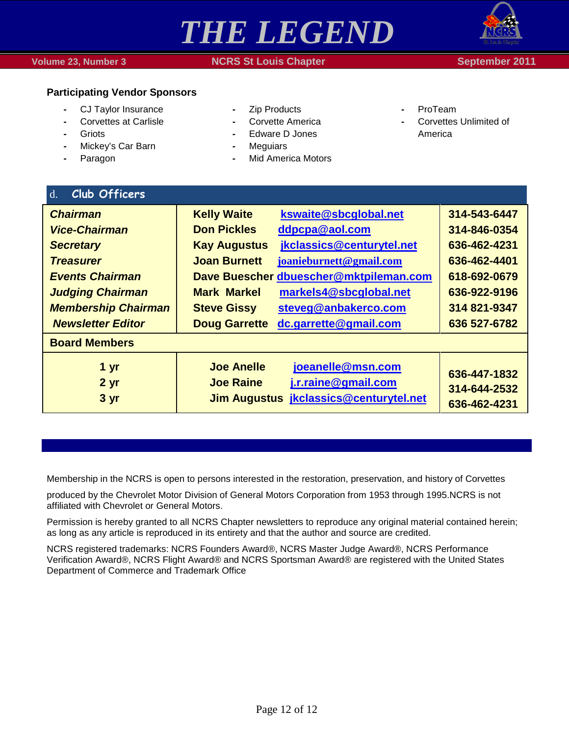## Participating Vendor Sponsors

- CJ Taylor Insurance
- Corvettes at Carlisle
- Griots
- Mickey's Car Barn
- Paragon
- Zip Products
- Corvette America
- Edware D Jones
- Meguiars
- Mid America Motors
- ProTeam
- Corvettes Unlimited of America

## d. Club Officers

| | | | |
|---|---|---|---|
| ***Chairman*** | **Kelly Waite** | **kswaite@sbcglobal.net** | **314-543-6447** |
| ***Vice-Chairman*** | **Don Pickles** | **ddpcpa@aol.com** | **314-846-0354** |
| ***Secretary*** | **Kay Augustus** | **jkclassics@centurytel.net** | **636-462-4231** |
| ***Treasurer*** | **Joan Burnett** | **joanieburnett@gmail.com** | **636-462-4401** |
| ***Events Chairman*** | **Dave Buescher** | **dbuescher@mktpileman.com** | **618-692-0679** |
| ***Judging Chairman*** | **Mark Markel** | **markels4@sbcglobal.net** | **636-922-9196** |
| ***Membership Chairman*** | **Steve Gissy** | **steveg@anbakerco.com** | **314 821-9347** |
| ***Newsletter Editor*** | **Doug Garrette** | **dc.garrette@gmail.com** | **636 527-6782** |
| **Board Members** | | | |
| **1 yr** | **Joe Anelle** | **joeanelle@msn.com** | **636-447-1832** |
| **2 yr** | **Joe Raine** | **j.r.raine@gmail.com** | **314-644-2532** |
| **3 yr** | **Jim Augustus** | **jkclassics@centurytel.net** | **636-462-4231** |

Membership in the NCRS is open to persons interested in the restoration, preservation, and history of Corvettes

produced by the Chevrolet Motor Division of General Motors Corporation from 1953 through 1995.NCRS is not affiliated with Chevrolet or General Motors.

Permission is hereby granted to all NCRS Chapter newsletters to reproduce any original material contained herein; as long as any article is reproduced in its entirety and that the author and source are credited.

NCRS registered trademarks: NCRS Founders Award®, NCRS Master Judge Award®, NCRS Performance Verification Award®, NCRS Flight Award® and NCRS Sportsman Award® are registered with the United States Department of Commerce and Trademark Office